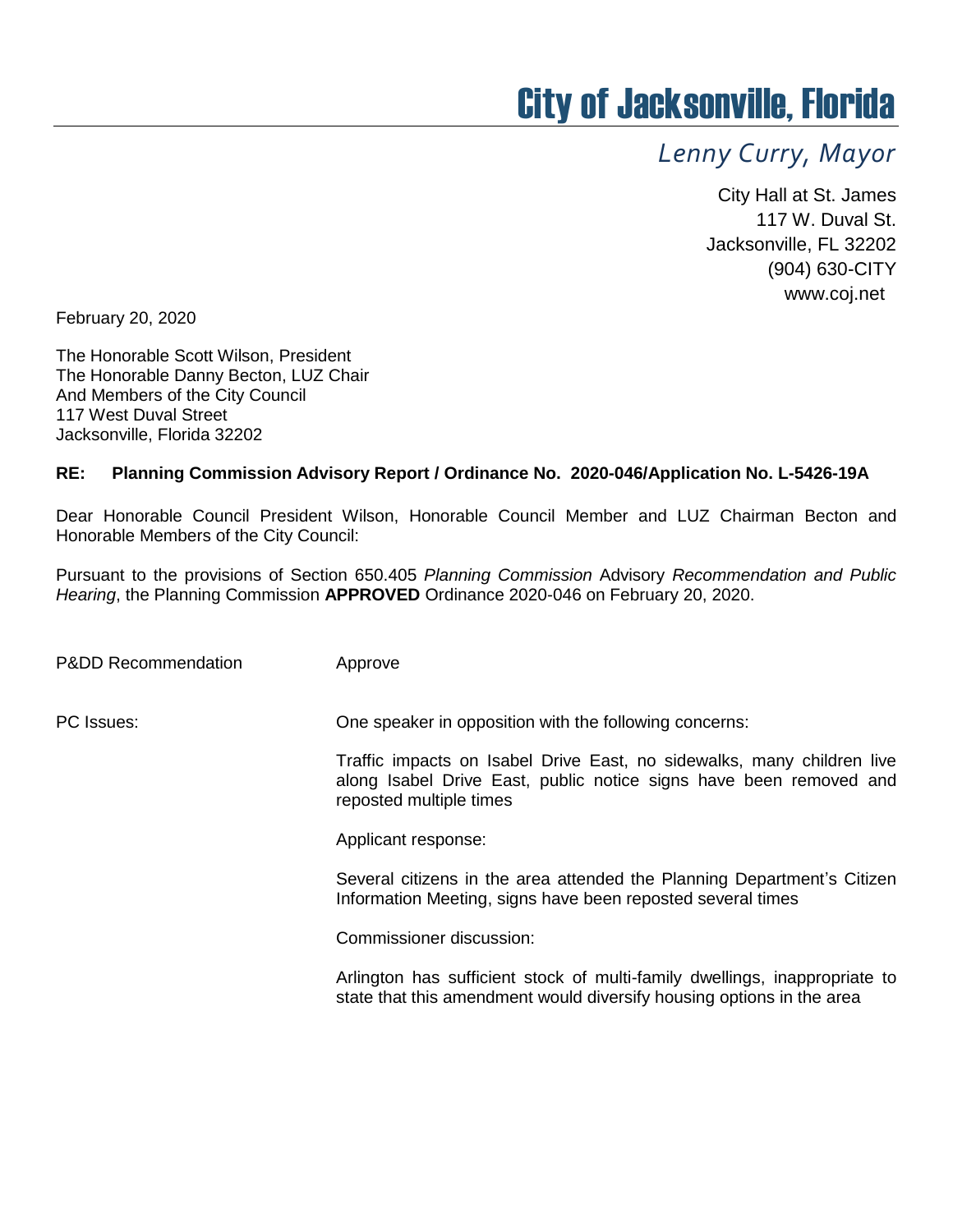# City of Jacksonville, Florida

*Lenny Curry, Mayor*

City Hall at St. James
117 W. Duval St.
Jacksonville, FL 32202
(904) 630-CITY
www.coj.net

February 20, 2020

The Honorable Scott Wilson, President
The Honorable Danny Becton, LUZ Chair
And Members of the City Council
117 West Duval Street
Jacksonville, Florida 32202

**RE: Planning Commission Advisory Report / Ordinance No. 2020-046/Application No. L-5426-19A**

Dear Honorable Council President Wilson, Honorable Council Member and LUZ Chairman Becton and Honorable Members of the City Council:

Pursuant to the provisions of Section 650.405 *Planning Commission* Advisory *Recommendation and Public Hearing*, the Planning Commission **APPROVED** Ordinance 2020-046 on February 20, 2020.

P&DD Recommendation: Approve

PC Issues: One speaker in opposition with the following concerns:

Traffic impacts on Isabel Drive East, no sidewalks, many children live along Isabel Drive East, public notice signs have been removed and reposted multiple times

Applicant response:

Several citizens in the area attended the Planning Department's Citizen Information Meeting, signs have been reposted several times

Commissioner discussion:

Arlington has sufficient stock of multi-family dwellings, inappropriate to state that this amendment would diversify housing options in the area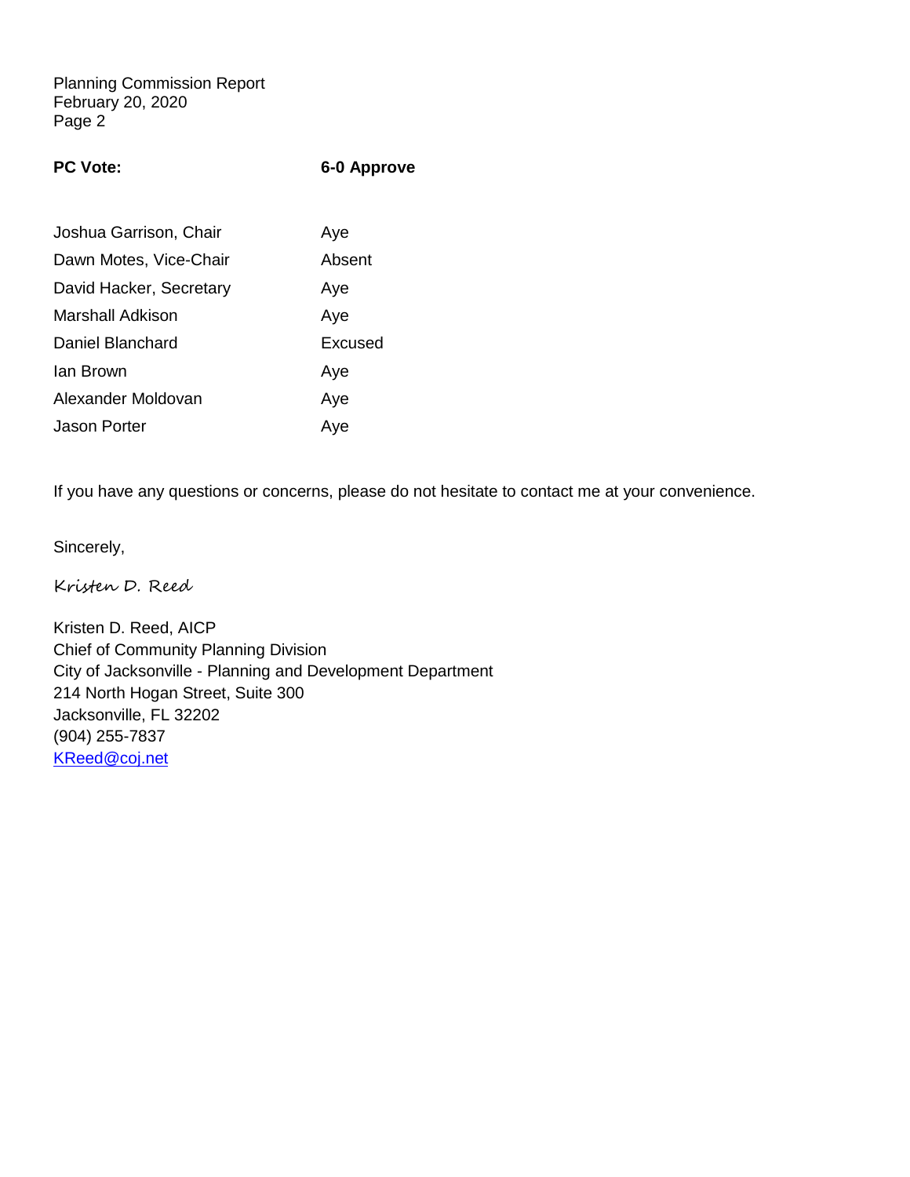**PC Vote:** **6-0 Approve**

| | |
|---|---|
| Joshua Garrison, Chair | Aye |
| Dawn Motes, Vice-Chair | Absent |
| David Hacker, Secretary | Aye |
| Marshall Adkison | Aye |
| Daniel Blanchard | Excused |
| Ian Brown | Aye |
| Alexander Moldovan | Aye |
| Jason Porter | Aye |

If you have any questions or concerns, please do not hesitate to contact me at your convenience.

Sincerely,

*Kristen D. Reed*

Kristen D. Reed, AICP
Chief of Community Planning Division
City of Jacksonville - Planning and Development Department
214 North Hogan Street, Suite 300
Jacksonville, FL 32202
(904) 255-7837
KReed@coj.net